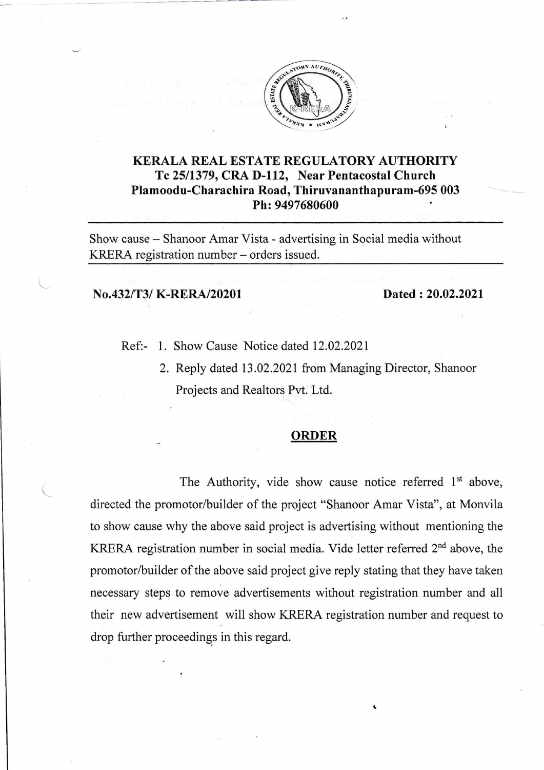# KERALA REAL ESTATE REGULATORY AUTHORITY

**Tc 25/1379, CRA D-112, Near Pentacostal Church**
**Plamoodu-Charachira Road, Thiruvananthapuram-695 003**
**Ph: 9497680600**

---

Show cause – Shanoor Amar Vista - advertising in Social media without KRERA registration number – orders issued.

---

**No.432/T3/ K-RERA/20201** **Dated : 20.02.2021**

Ref:- 1. Show Cause Notice dated 12.02.2021

2. Reply dated 13.02.2021 from Managing Director, Shanoor Projects and Realtors Pvt. Ltd.

## ORDER

The Authority, vide show cause notice referred 1st above, directed the promotor/builder of the project "Shanoor Amar Vista", at Monvila to show cause why the above said project is advertising without mentioning the KRERA registration number in social media. Vide letter referred 2nd above, the promotor/builder of the above said project give reply stating that they have taken necessary steps to remove advertisements without registration number and all their new advertisement will show KRERA registration number and request to drop further proceedings in this regard.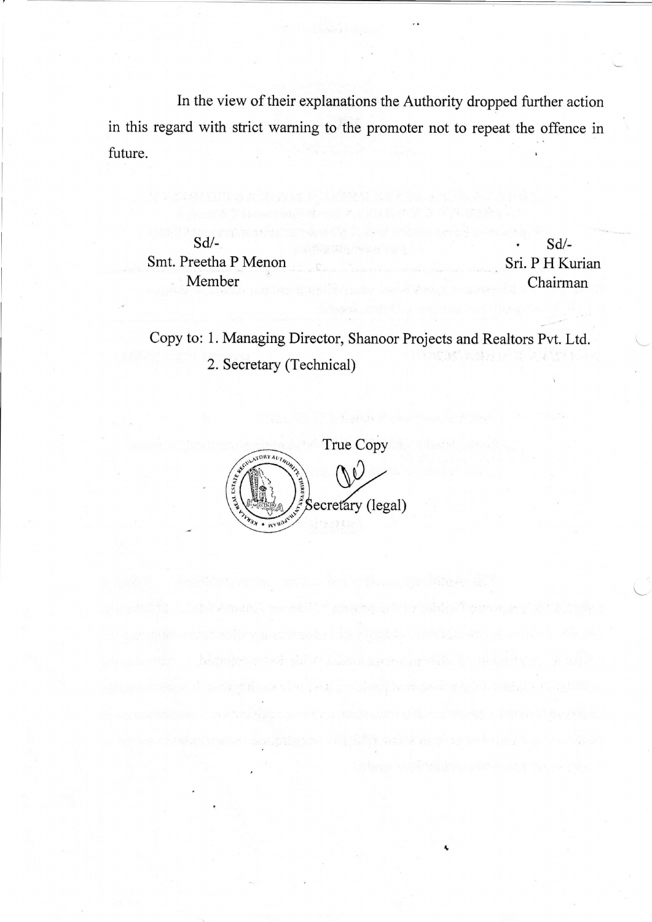In the view of their explanations the Authority dropped further action in this regard with strict warning to the promoter not to repeat the offence in future.

Sd/-
Smt. Preetha P Menon
Member

Sd/-
Sri. P H Kurian
Chairman

Copy to: 1. Managing Director, Shanoor Projects and Realtors Pvt. Ltd.
2. Secretary (Technical)

True Copy

Secretary (legal)